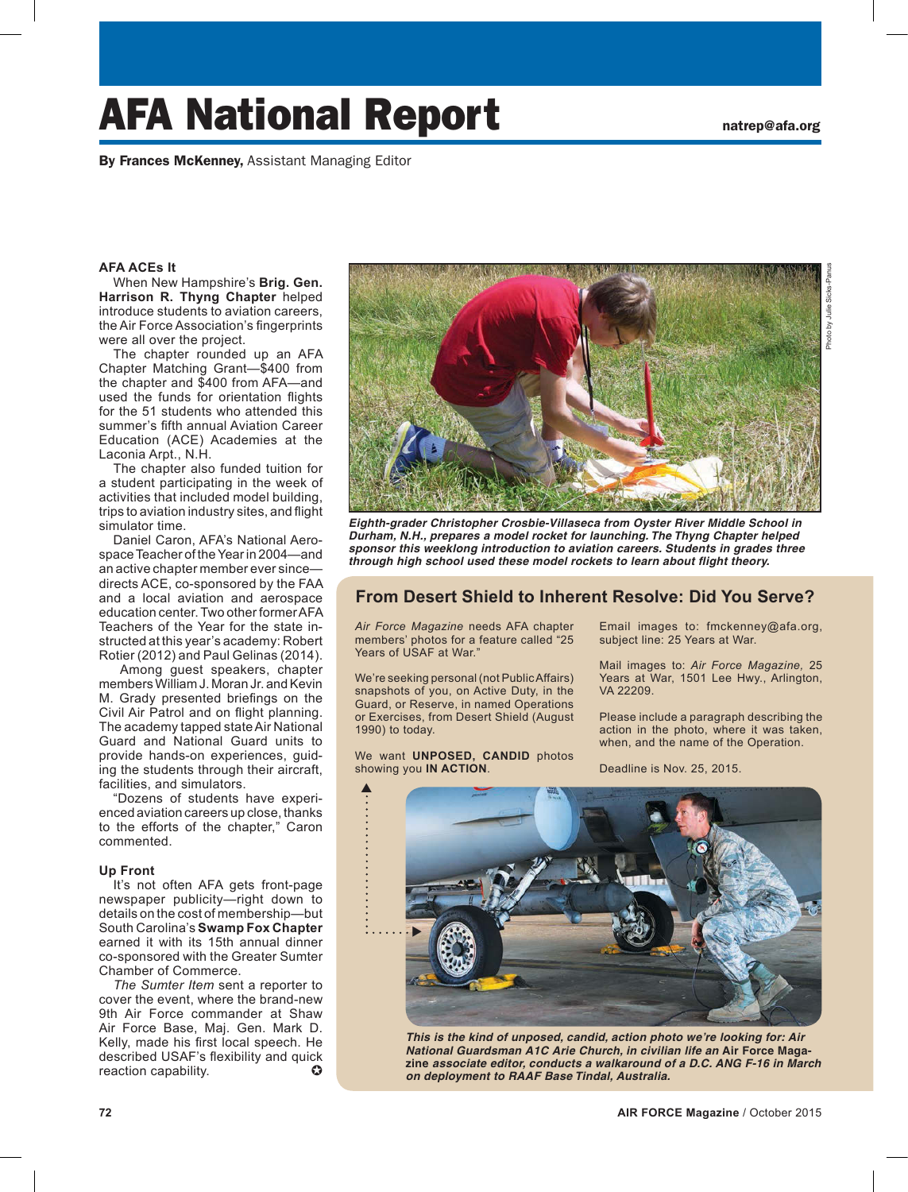# AFA National Report

natrep@afa.org

**By Frances McKenney,** Assistant Managing Editor

### AFA ACEs It

When New Hampshire's **Brig. Gen. Harrison R. Thyng Chapter** helped introduce students to aviation careers, the Air Force Association's fingerprints were all over the project.

The chapter rounded up an AFA Chapter Matching Grant—$400 from the chapter and $400 from AFA—and used the funds for orientation flights for the 51 students who attended this summer's fifth annual Aviation Career Education (ACE) Academies at the Laconia Arpt., N.H.

The chapter also funded tuition for a student participating in the week of activities that included model building, trips to aviation industry sites, and flight simulator time.

Daniel Caron, AFA's National Aerospace Teacher of the Year in 2004—and an active chapter member ever since—directs ACE, co-sponsored by the FAA and a local aviation and aerospace education center. Two other former AFA Teachers of the Year for the state instructed at this year's academy: Robert Rotier (2012) and Paul Gelinas (2014).

Among guest speakers, chapter members William J. Moran Jr. and Kevin M. Grady presented briefings on the Civil Air Patrol and on flight planning. The academy tapped state Air National Guard and National Guard units to provide hands-on experiences, guiding the students through their aircraft, facilities, and simulators.

"Dozens of students have experienced aviation careers up close, thanks to the efforts of the chapter," Caron commented.

*Eighth-grader Christopher Crosbie-Villaseca from Oyster River Middle School in Durham, N.H., prepares a model rocket for launching. The Thyng Chapter helped sponsor this weeklong introduction to aviation careers. Students in grades three through high school used these model rockets to learn about flight theory.*

Photo by Julie Sicks-Panus

### Up Front

It's not often AFA gets front-page newspaper publicity—right down to details on the cost of membership—but South Carolina's **Swamp Fox Chapter** earned it with its 15th annual dinner co-sponsored with the Greater Sumter Chamber of Commerce.

*The Sumter Item* sent a reporter to cover the event, where the brand-new 9th Air Force commander at Shaw Air Force Base, Maj. Gen. Mark D. Kelly, made his first local speech. He described USAF's flexibility and quick reaction capability. ✪

## From Desert Shield to Inherent Resolve: Did You Serve?

*Air Force Magazine* needs AFA chapter members' photos for a feature called "25 Years of USAF at War."

We're seeking personal (not Public Affairs) snapshots of you, on Active Duty, in the Guard, or Reserve, in named Operations or Exercises, from Desert Shield (August 1990) to today.

We want **UNPOSED, CANDID** photos showing you **IN ACTION**.

Email images to: fmckenney@afa.org, subject line: 25 Years at War.

Mail images to: *Air Force Magazine,* 25 Years at War, 1501 Lee Hwy., Arlington, VA 22209.

Please include a paragraph describing the action in the photo, where it was taken, when, and the name of the Operation.

Deadline is Nov. 25, 2015.

*This is the kind of unposed, candid, action photo we're looking for: Air National Guardsman A1C Arie Church, in civilian life an* **Air Force Magazine** *associate editor, conducts a walkaround of a D.C. ANG F-16 in March on deployment to RAAF Base Tindal, Australia.*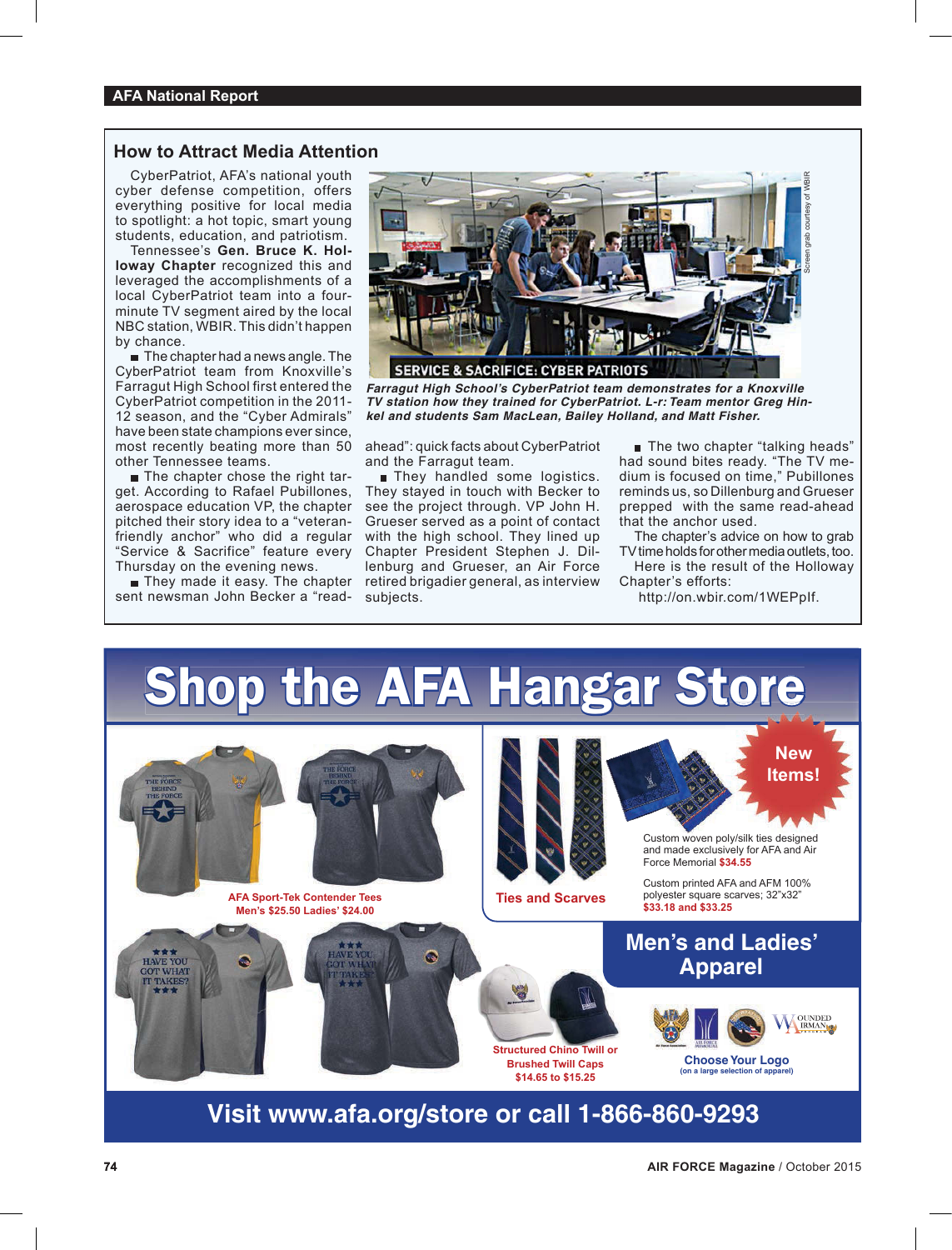## How to Attract Media Attention

CyberPatriot, AFA's national youth cyber defense competition, offers everything positive for local media to spotlight: a hot topic, smart young students, education, and patriotism.

Tennessee's **Gen. Bruce K. Holloway Chapter** recognized this and leveraged the accomplishments of a local CyberPatriot team into a four-minute TV segment aired by the local NBC station, WBIR. This didn't happen by chance.

- The chapter had a news angle. The CyberPatriot team from Knoxville's Farragut High School first entered the CyberPatriot competition in the 2011-12 season, and the "Cyber Admirals" have been state champions ever since, most recently beating more than 50 other Tennessee teams.
- The chapter chose the right target. According to Rafael Pubillones, aerospace education VP, the chapter pitched their story idea to a "veteran-friendly anchor" who did a regular "Service & Sacrifice" feature every Thursday on the evening news.
- They made it easy. The chapter sent newsman John Becker a "read-ahead": quick facts about CyberPatriot and the Farragut team.
- They handled some logistics. They stayed in touch with Becker to see the project through. VP John H. Grueser served as a point of contact with the high school. They lined up Chapter President Stephen J. Dillenburg and Grueser, an Air Force retired brigadier general, as interview subjects.
- The two chapter "talking heads" had sound bites ready. "The TV medium is focused on time," Pubillones reminds us, so Dillenburg and Grueser prepped with the same read-ahead that the anchor used.

The chapter's advice on how to grab TV time holds for other media outlets, too.

Here is the result of the Holloway Chapter's efforts:

http://on.wbir.com/1WEPplf.

SERVICE & SACRIFICE: CYBER PATRIOTS

Screen grab courtesy of WBIR

*Farragut High School's CyberPatriot team demonstrates for a Knoxville TV station how they trained for CyberPatriot. L-r: Team mentor Greg Hinkel and students Sam MacLean, Bailey Holland, and Matt Fisher.*

# Shop the AFA Hangar Store

**AFA Sport-Tek Contender Tees**
Men's $25.50 Ladies' $24.00

**Ties and Scarves**

New Items!

Custom woven poly/silk ties designed and made exclusively for AFA and Air Force Memorial **$34.55**

Custom printed AFA and AFM 100% polyester square scarves; 32"x32" **$33.18 and $33.25**

**Men's and Ladies' Apparel**

**Structured Chino Twill or Brushed Twill Caps**
$14.65 to $15.25

**Choose Your Logo**
(on a large selection of apparel)

**Visit www.afa.org/store or call 1-866-860-9293**